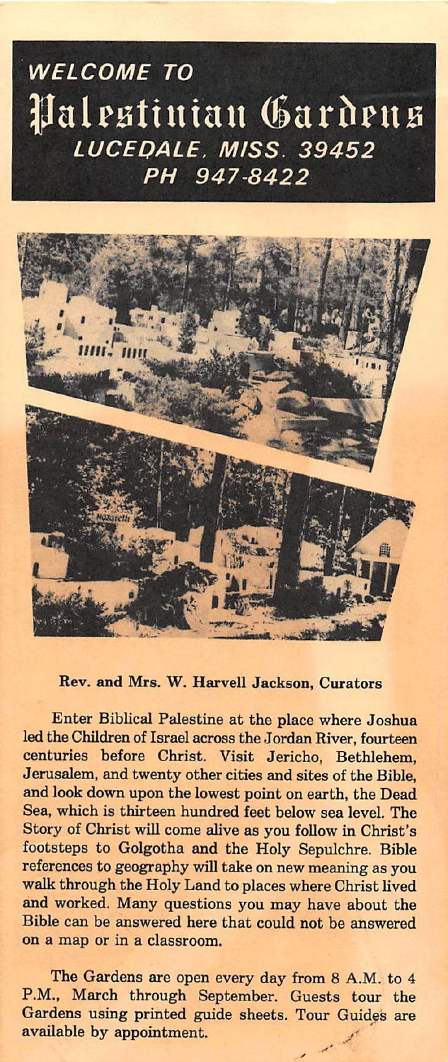# WELCOME TO Palestinian Gardens

## LUCEDALE, MISS. 39452

## PH 947-8422

**Rev. and Mrs. W. Harvell Jackson, Curators**

Enter Biblical Palestine at the place where Joshua led the Children of Israel across the Jordan River, fourteen centuries before Christ. Visit Jericho, Bethlehem, Jerusalem, and twenty other cities and sites of the Bible, and look down upon the lowest point on earth, the Dead Sea, which is thirteen hundred feet below sea level. The Story of Christ will come alive as you follow in Christ's footsteps to Golgotha and the Holy Sepulchre. Bible references to geography will take on new meaning as you walk through the Holy Land to places where Christ lived and worked. Many questions you may have about the Bible can be answered here that could not be answered on a map or in a classroom.

The Gardens are open every day from 8 A.M. to 4 P.M., March through September. Guests tour the Gardens using printed guide sheets. Tour Guides are available by appointment.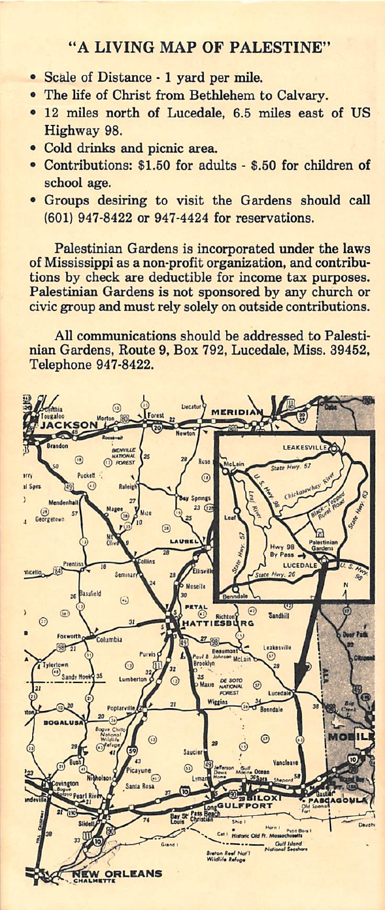# "A LIVING MAP OF PALESTINE"

- Scale of Distance - 1 yard per mile.
- The life of Christ from Bethlehem to Calvary.
- 12 miles north of Lucedale, 6.5 miles east of US Highway 98.
- Cold drinks and picnic area.
- Contributions: $1.50 for adults - $.50 for children of school age.
- Groups desiring to visit the Gardens should call (601) 947-8422 or 947-4424 for reservations.

Palestinian Gardens is incorporated under the laws of Mississippi as a non-profit organization, and contributions by check are deductible for income tax purposes. Palestinian Gardens is not sponsored by any church or civic group and must rely solely on outside contributions.

All communications should be addressed to Palestinian Gardens, Route 9, Box 792, Lucedale, Miss. 39452, Telephone 947-8422.

LEAKESVILLE
McLain
State Hwy. 57
U.S. Hwy. 98
Leaf River
Chickasawhay River
Black-Topped Rural Road
State Hwy. 63
Leaf
State Hwy. 57
Palestinian Gardens
Hwy 98 By Pass
LUCEDALE
U.S. Hwy. 98
State Hwy. 26
Benndale
N

JACKSON
MERIDIAN
HATTIESBURG
LAUREL
BOGALUSA
BILOXI
GULFPORT
PASCAGOULA
MOBILE
NEW ORLEANS
CHALMETTE